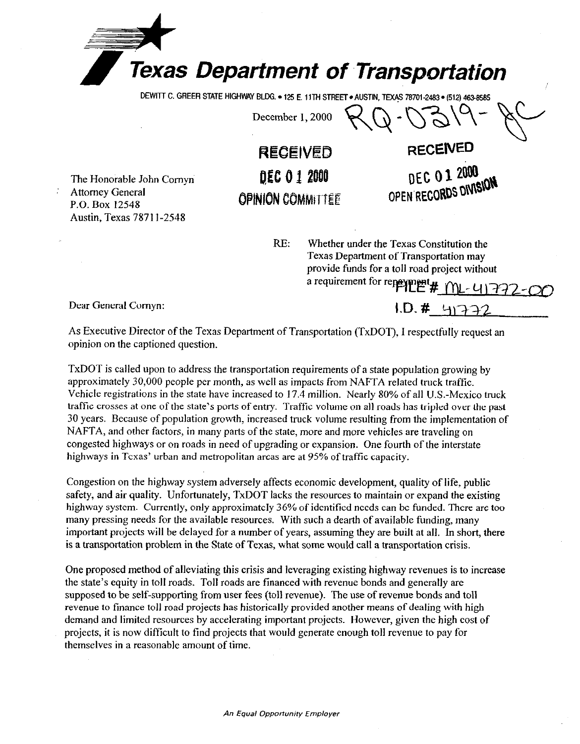# Texas Department of Transportation

DEWITT C. GREER STATE HIGHWAY BLDG. • 125 E. 11TH STREET • AUSTIN, TEXAS 78701-2483 • (512) 463-8585

December 1, 2000

RQ-0319-JC

RECEIVED
DEC 01 2000
OPINION COMMITTEE

RECEIVED
DEC 01 2000
OPEN RECORDS DIVISION

The Honorable John Cornyn
Attorney General
P.O. Box 12548
Austin, Texas 78711-2548

RE: Whether under the Texas Constitution the Texas Department of Transportation may provide funds for a toll road project without a requirement for repayment

FILE # ML-41772-00
I.D. # 41772

Dear General Cornyn:

As Executive Director of the Texas Department of Transportation (TxDOT), I respectfully request an opinion on the captioned question.

TxDOT is called upon to address the transportation requirements of a state population growing by approximately 30,000 people per month, as well as impacts from NAFTA related truck traffic. Vehicle registrations in the state have increased to 17.4 million. Nearly 80% of all U.S.-Mexico truck traffic crosses at one of the state's ports of entry. Traffic volume on all roads has tripled over the past 30 years. Because of population growth, increased truck volume resulting from the implementation of NAFTA, and other factors, in many parts of the state, more and more vehicles are traveling on congested highways or on roads in need of upgrading or expansion. One fourth of the interstate highways in Texas' urban and metropolitan areas are at 95% of traffic capacity.

Congestion on the highway system adversely affects economic development, quality of life, public safety, and air quality. Unfortunately, TxDOT lacks the resources to maintain or expand the existing highway system. Currently, only approximately 36% of identified needs can be funded. There are too many pressing needs for the available resources. With such a dearth of available funding, many important projects will be delayed for a number of years, assuming they are built at all. In short, there is a transportation problem in the State of Texas, what some would call a transportation crisis.

One proposed method of alleviating this crisis and leveraging existing highway revenues is to increase the state's equity in toll roads. Toll roads are financed with revenue bonds and generally are supposed to be self-supporting from user fees (toll revenue). The use of revenue bonds and toll revenue to finance toll road projects has historically provided another means of dealing with high demand and limited resources by accelerating important projects. However, given the high cost of projects, it is now difficult to find projects that would generate enough toll revenue to pay for themselves in a reasonable amount of time.

*An Equal Opportunity Employer*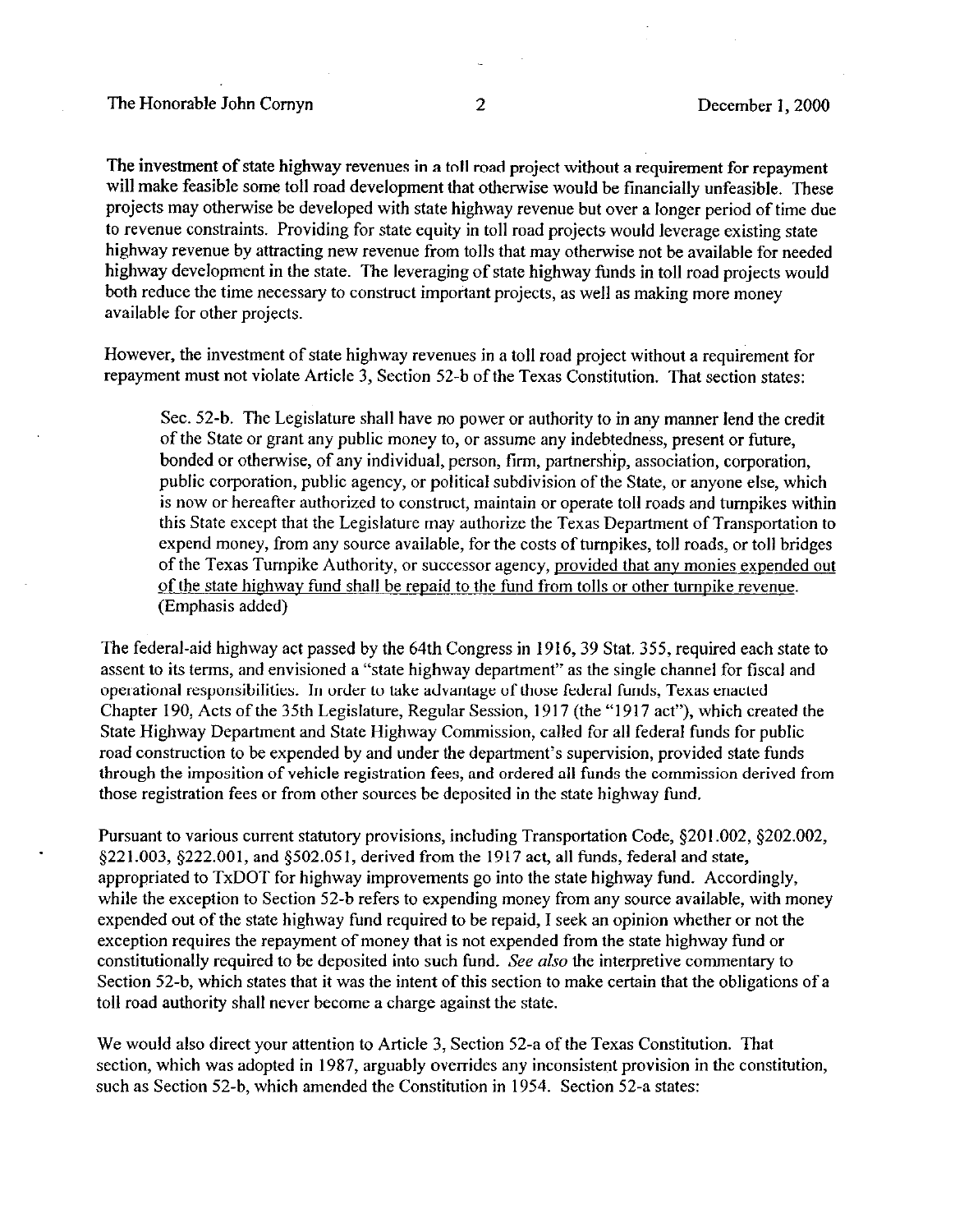The investment of state highway revenues in a toll road project without a requirement for repayment will make feasible some toll road development that otherwise would be financially unfeasible. These projects may otherwise be developed with state highway revenue but over a longer period of time due to revenue constraints. Providing for state equity in toll road projects would leverage existing state highway revenue by attracting new revenue from tolls that may otherwise not be available for needed highway development in the state. The leveraging of state highway funds in toll road projects would both reduce the time necessary to construct important projects, as well as making more money available for other projects.

However, the investment of state highway revenues in a toll road project without a requirement for repayment must not violate Article 3, Section 52-b of the Texas Constitution. That section states:

> Sec. 52-b. The Legislature shall have no power or authority to in any manner lend the credit of the State or grant any public money to, or assume any indebtedness, present or future, bonded or otherwise, of any individual, person, firm, partnership, association, corporation, public corporation, public agency, or political subdivision of the State, or anyone else, which is now or hereafter authorized to construct, maintain or operate toll roads and turnpikes within this State except that the Legislature may authorize the Texas Department of Transportation to expend money, from any source available, for the costs of turnpikes, toll roads, or toll bridges of the Texas Turnpike Authority, or successor agency, <u>provided that any monies expended out of the state highway fund shall be repaid to the fund from tolls or other turnpike revenue</u>. (Emphasis added)

The federal-aid highway act passed by the 64th Congress in 1916, 39 Stat. 355, required each state to assent to its terms, and envisioned a "state highway department" as the single channel for fiscal and operational responsibilities. In order to take advantage of those federal funds, Texas enacted Chapter 190, Acts of the 35th Legislature, Regular Session, 1917 (the "1917 act"), which created the State Highway Department and State Highway Commission, called for all federal funds for public road construction to be expended by and under the department's supervision, provided state funds through the imposition of vehicle registration fees, and ordered all funds the commission derived from those registration fees or from other sources be deposited in the state highway fund.

Pursuant to various current statutory provisions, including Transportation Code, §201.002, §202.002, §221.003, §222.001, and §502.051, derived from the 1917 act, all funds, federal and state, appropriated to TxDOT for highway improvements go into the state highway fund. Accordingly, while the exception to Section 52-b refers to expending money from any source available, with money expended out of the state highway fund required to be repaid, I seek an opinion whether or not the exception requires the repayment of money that is not expended from the state highway fund or constitutionally required to be deposited into such fund. *See also* the interpretive commentary to Section 52-b, which states that it was the intent of this section to make certain that the obligations of a toll road authority shall never become a charge against the state.

We would also direct your attention to Article 3, Section 52-a of the Texas Constitution. That section, which was adopted in 1987, arguably overrides any inconsistent provision in the constitution, such as Section 52-b, which amended the Constitution in 1954. Section 52-a states: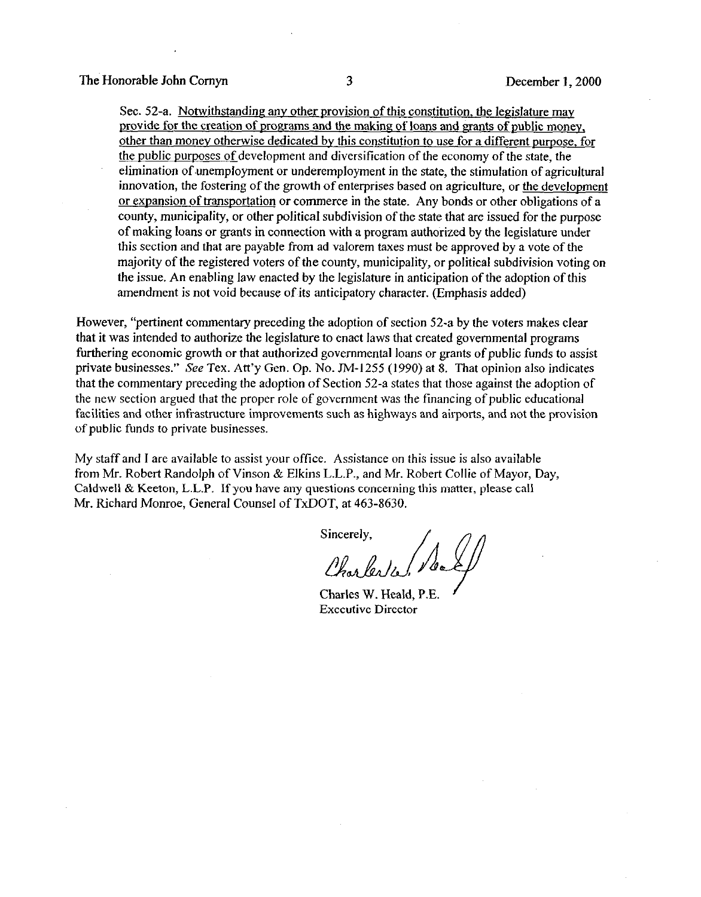Sec. 52-a. <u>Notwithstanding any other provision of this constitution, the legislature may provide for the creation of programs and the making of loans and grants of public money, other than money otherwise dedicated by this constitution to use for a different purpose, for the public purposes of</u> development and diversification of the economy of the state, the elimination of unemployment or underemployment in the state, the stimulation of agricultural innovation, the fostering of the growth of enterprises based on agriculture, or <u>the development or expansion of transportation</u> or commerce in the state. Any bonds or other obligations of a county, municipality, or other political subdivision of the state that are issued for the purpose of making loans or grants in connection with a program authorized by the legislature under this section and that are payable from ad valorem taxes must be approved by a vote of the majority of the registered voters of the county, municipality, or political subdivision voting on the issue. An enabling law enacted by the legislature in anticipation of the adoption of this amendment is not void because of its anticipatory character. (Emphasis added)

However, "pertinent commentary preceding the adoption of section 52-a by the voters makes clear that it was intended to authorize the legislature to enact laws that created governmental programs furthering economic growth or that authorized governmental loans or grants of public funds to assist private businesses." *See* Tex. Att'y Gen. Op. No. JM-1255 (1990) at 8. That opinion also indicates that the commentary preceding the adoption of Section 52-a states that those against the adoption of the new section argued that the proper role of government was the financing of public educational facilities and other infrastructure improvements such as highways and airports, and not the provision of public funds to private businesses.

My staff and I are available to assist your office. Assistance on this issue is also available from Mr. Robert Randolph of Vinson & Elkins L.L.P., and Mr. Robert Collie of Mayor, Day, Caldwell & Keeton, L.L.P. If you have any questions concerning this matter, please call Mr. Richard Monroe, General Counsel of TxDOT, at 463-8630.

Sincerely,

Charles W. Heald, P.E.  
Executive Director